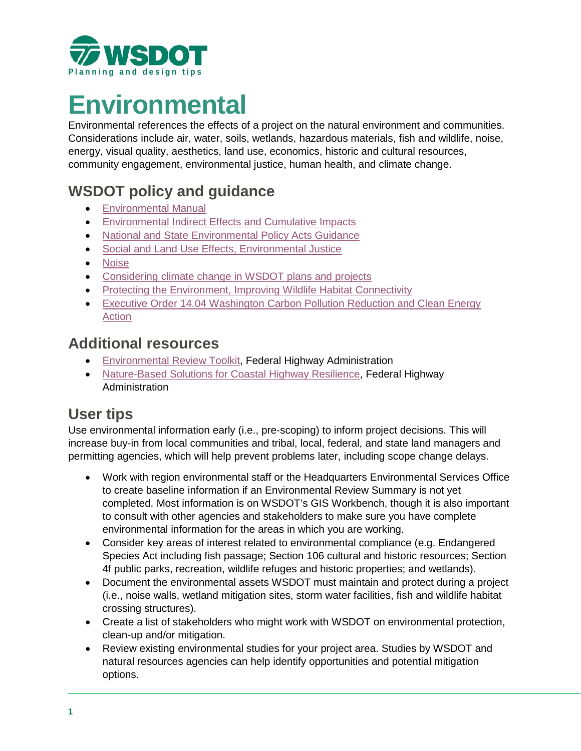**WSDOT**
Planning and design tips

# Environmental

Environmental references the effects of a project on the natural environment and communities. Considerations include air, water, soils, wetlands, hazardous materials, fish and wildlife, noise, energy, visual quality, aesthetics, land use, economics, historic and cultural resources, community engagement, environmental justice, human health, and climate change.

## WSDOT policy and guidance

- Environmental Manual
- Environmental Indirect Effects and Cumulative Impacts
- National and State Environmental Policy Acts Guidance
- Social and Land Use Effects, Environmental Justice
- Noise
- Considering climate change in WSDOT plans and projects
- Protecting the Environment, Improving Wildlife Habitat Connectivity
- Executive Order 14.04 Washington Carbon Pollution Reduction and Clean Energy Action

## Additional resources

- Environmental Review Toolkit, Federal Highway Administration
- Nature-Based Solutions for Coastal Highway Resilience, Federal Highway Administration

## User tips

Use environmental information early (i.e., pre-scoping) to inform project decisions. This will increase buy-in from local communities and tribal, local, federal, and state land managers and permitting agencies, which will help prevent problems later, including scope change delays.

- Work with region environmental staff or the Headquarters Environmental Services Office to create baseline information if an Environmental Review Summary is not yet completed. Most information is on WSDOT's GIS Workbench, though it is also important to consult with other agencies and stakeholders to make sure you have complete environmental information for the areas in which you are working.
- Consider key areas of interest related to environmental compliance (e.g. Endangered Species Act including fish passage; Section 106 cultural and historic resources; Section 4f public parks, recreation, wildlife refuges and historic properties; and wetlands).
- Document the environmental assets WSDOT must maintain and protect during a project (i.e., noise walls, wetland mitigation sites, storm water facilities, fish and wildlife habitat crossing structures).
- Create a list of stakeholders who might work with WSDOT on environmental protection, clean-up and/or mitigation.
- Review existing environmental studies for your project area. Studies by WSDOT and natural resources agencies can help identify opportunities and potential mitigation options.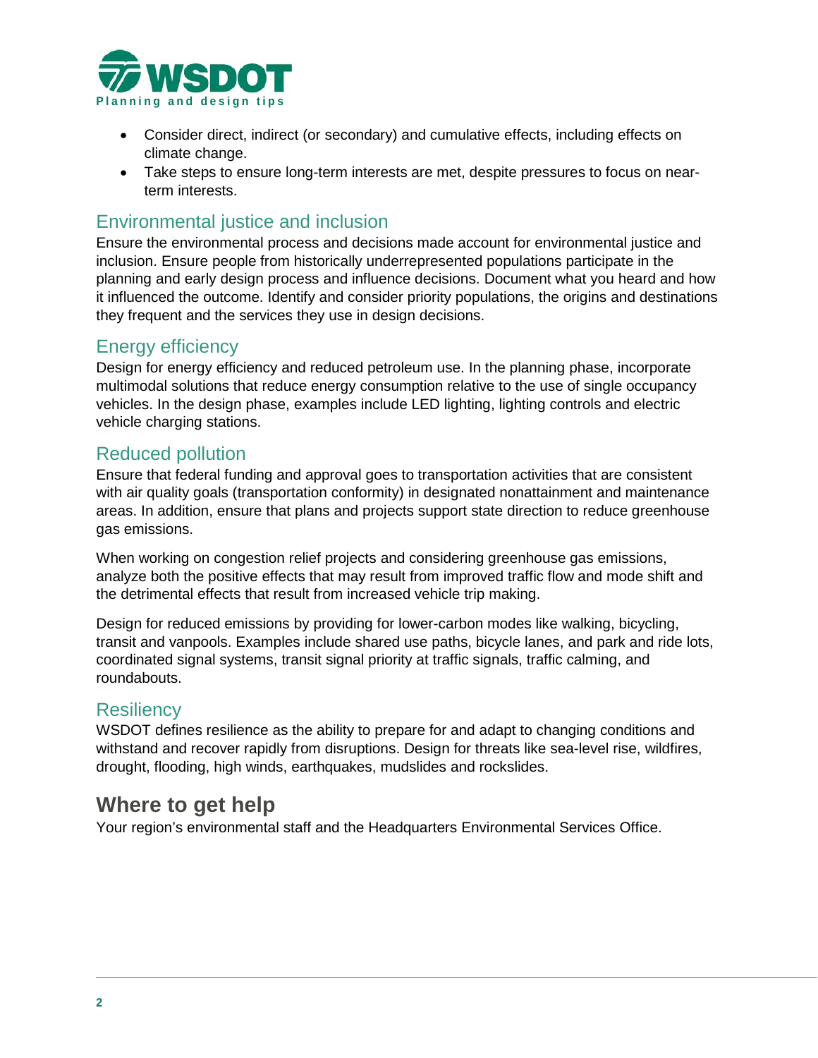- Consider direct, indirect (or secondary) and cumulative effects, including effects on climate change.
- Take steps to ensure long-term interests are met, despite pressures to focus on near-term interests.

### Environmental justice and inclusion

Ensure the environmental process and decisions made account for environmental justice and inclusion. Ensure people from historically underrepresented populations participate in the planning and early design process and influence decisions. Document what you heard and how it influenced the outcome. Identify and consider priority populations, the origins and destinations they frequent and the services they use in design decisions.

### Energy efficiency

Design for energy efficiency and reduced petroleum use. In the planning phase, incorporate multimodal solutions that reduce energy consumption relative to the use of single occupancy vehicles. In the design phase, examples include LED lighting, lighting controls and electric vehicle charging stations.

### Reduced pollution

Ensure that federal funding and approval goes to transportation activities that are consistent with air quality goals (transportation conformity) in designated nonattainment and maintenance areas. In addition, ensure that plans and projects support state direction to reduce greenhouse gas emissions.

When working on congestion relief projects and considering greenhouse gas emissions, analyze both the positive effects that may result from improved traffic flow and mode shift and the detrimental effects that result from increased vehicle trip making.

Design for reduced emissions by providing for lower-carbon modes like walking, bicycling, transit and vanpools. Examples include shared use paths, bicycle lanes, and park and ride lots, coordinated signal systems, transit signal priority at traffic signals, traffic calming, and roundabouts.

### Resiliency

WSDOT defines resilience as the ability to prepare for and adapt to changing conditions and withstand and recover rapidly from disruptions. Design for threats like sea-level rise, wildfires, drought, flooding, high winds, earthquakes, mudslides and rockslides.

## Where to get help

Your region's environmental staff and the Headquarters Environmental Services Office.